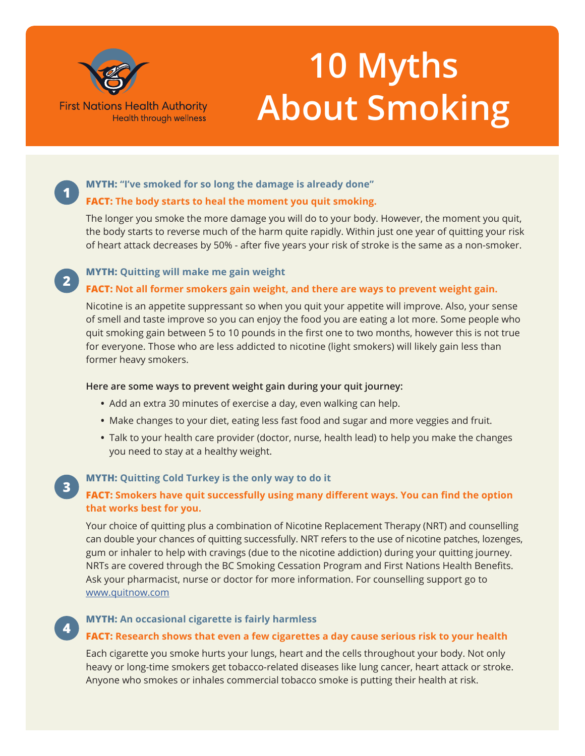First Nations Health Authority
Health through wellness

# 10 Myths About Smoking

**1**

**MYTH: "I've smoked for so long the damage is already done"**

**FACT: The body starts to heal the moment you quit smoking.**

The longer you smoke the more damage you will do to your body. However, the moment you quit, the body starts to reverse much of the harm quite rapidly. Within just one year of quitting your risk of heart attack decreases by 50% - after five years your risk of stroke is the same as a non-smoker.

**2**

**MYTH: Quitting will make me gain weight**

**FACT: Not all former smokers gain weight, and there are ways to prevent weight gain.**

Nicotine is an appetite suppressant so when you quit your appetite will improve. Also, your sense of smell and taste improve so you can enjoy the food you are eating a lot more. Some people who quit smoking gain between 5 to 10 pounds in the first one to two months, however this is not true for everyone. Those who are less addicted to nicotine (light smokers) will likely gain less than former heavy smokers.

**Here are some ways to prevent weight gain during your quit journey:**

- Add an extra 30 minutes of exercise a day, even walking can help.
- Make changes to your diet, eating less fast food and sugar and more veggies and fruit.
- Talk to your health care provider (doctor, nurse, health lead) to help you make the changes you need to stay at a healthy weight.

**3**

**MYTH: Quitting Cold Turkey is the only way to do it**

**FACT: Smokers have quit successfully using many different ways. You can find the option that works best for you.**

Your choice of quitting plus a combination of Nicotine Replacement Therapy (NRT) and counselling can double your chances of quitting successfully. NRT refers to the use of nicotine patches, lozenges, gum or inhaler to help with cravings (due to the nicotine addiction) during your quitting journey. NRTs are covered through the BC Smoking Cessation Program and First Nations Health Benefits. Ask your pharmacist, nurse or doctor for more information. For counselling support go to www.quitnow.com

**4**

**MYTH: An occasional cigarette is fairly harmless**

**FACT: Research shows that even a few cigarettes a day cause serious risk to your health**

Each cigarette you smoke hurts your lungs, heart and the cells throughout your body. Not only heavy or long-time smokers get tobacco-related diseases like lung cancer, heart attack or stroke. Anyone who smokes or inhales commercial tobacco smoke is putting their health at risk.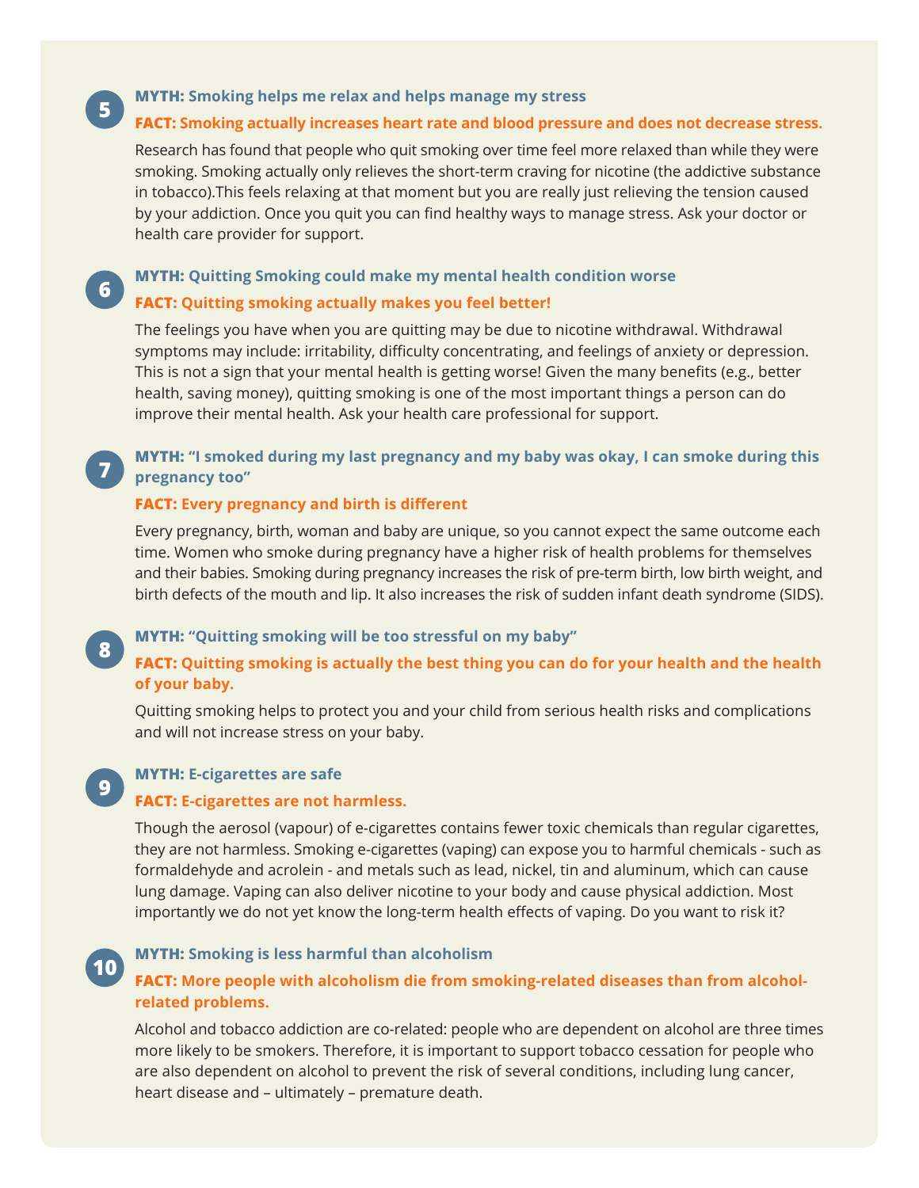**5**

**MYTH: Smoking helps me relax and helps manage my stress**

**FACT: Smoking actually increases heart rate and blood pressure and does not decrease stress.**

Research has found that people who quit smoking over time feel more relaxed than while they were smoking. Smoking actually only relieves the short-term craving for nicotine (the addictive substance in tobacco).This feels relaxing at that moment but you are really just relieving the tension caused by your addiction. Once you quit you can find healthy ways to manage stress. Ask your doctor or health care provider for support.

**6**

**MYTH: Quitting Smoking could make my mental health condition worse**

**FACT: Quitting smoking actually makes you feel better!**

The feelings you have when you are quitting may be due to nicotine withdrawal. Withdrawal symptoms may include: irritability, difficulty concentrating, and feelings of anxiety or depression. This is not a sign that your mental health is getting worse! Given the many benefits (e.g., better health, saving money), quitting smoking is one of the most important things a person can do improve their mental health. Ask your health care professional for support.

**7**

**MYTH: "I smoked during my last pregnancy and my baby was okay, I can smoke during this pregnancy too"**

**FACT: Every pregnancy and birth is different**

Every pregnancy, birth, woman and baby are unique, so you cannot expect the same outcome each time. Women who smoke during pregnancy have a higher risk of health problems for themselves and their babies. Smoking during pregnancy increases the risk of pre-term birth, low birth weight, and birth defects of the mouth and lip. It also increases the risk of sudden infant death syndrome (SIDS).

**8**

**MYTH: "Quitting smoking will be too stressful on my baby"**

**FACT: Quitting smoking is actually the best thing you can do for your health and the health of your baby.**

Quitting smoking helps to protect you and your child from serious health risks and complications and will not increase stress on your baby.

**9**

**MYTH: E-cigarettes are safe**

**FACT: E-cigarettes are not harmless.**

Though the aerosol (vapour) of e-cigarettes contains fewer toxic chemicals than regular cigarettes, they are not harmless. Smoking e-cigarettes (vaping) can expose you to harmful chemicals - such as formaldehyde and acrolein - and metals such as lead, nickel, tin and aluminum, which can cause lung damage. Vaping can also deliver nicotine to your body and cause physical addiction. Most importantly we do not yet know the long-term health effects of vaping. Do you want to risk it?

**10**

**MYTH: Smoking is less harmful than alcoholism**

**FACT: More people with alcoholism die from smoking-related diseases than from alcohol-related problems.**

Alcohol and tobacco addiction are co-related: people who are dependent on alcohol are three times more likely to be smokers. Therefore, it is important to support tobacco cessation for people who are also dependent on alcohol to prevent the risk of several conditions, including lung cancer, heart disease and – ultimately – premature death.